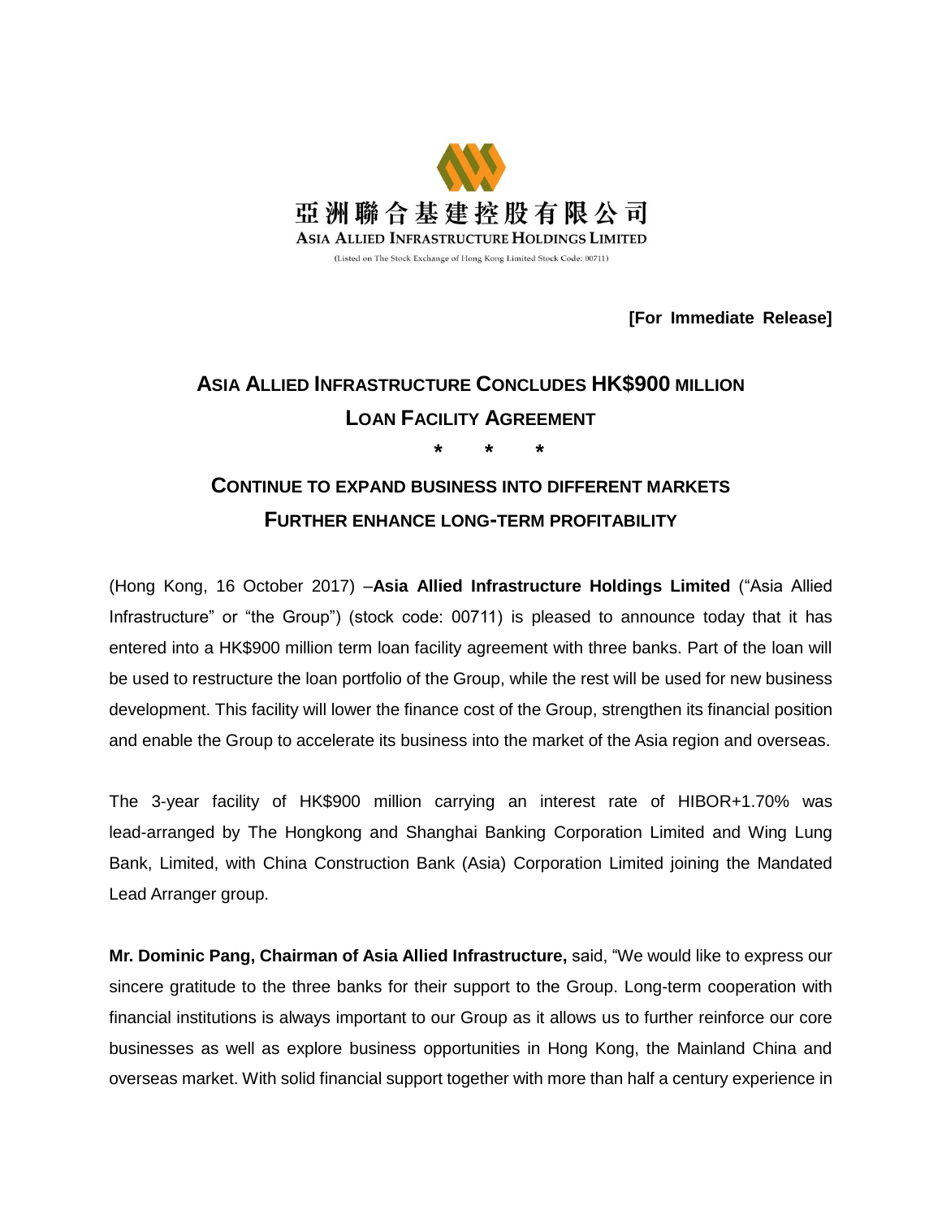亞洲聯合基建控股有限公司

ASIA ALLIED INFRASTRUCTURE HOLDINGS LIMITED

(Listed on The Stock Exchange of Hong Kong Limited Stock Code: 00711)

**[For Immediate Release]**

# ASIA ALLIED INFRASTRUCTURE CONCLUDES HK$900 MILLION LOAN FACILITY AGREEMENT

\* \* \*

## CONTINUE TO EXPAND BUSINESS INTO DIFFERENT MARKETS FURTHER ENHANCE LONG-TERM PROFITABILITY

(Hong Kong, 16 October 2017) –**Asia Allied Infrastructure Holdings Limited** ("Asia Allied Infrastructure" or "the Group") (stock code: 00711) is pleased to announce today that it has entered into a HK$900 million term loan facility agreement with three banks. Part of the loan will be used to restructure the loan portfolio of the Group, while the rest will be used for new business development. This facility will lower the finance cost of the Group, strengthen its financial position and enable the Group to accelerate its business into the market of the Asia region and overseas.

The 3-year facility of HK$900 million carrying an interest rate of HIBOR+1.70% was lead-arranged by The Hongkong and Shanghai Banking Corporation Limited and Wing Lung Bank, Limited, with China Construction Bank (Asia) Corporation Limited joining the Mandated Lead Arranger group.

**Mr. Dominic Pang, Chairman of Asia Allied Infrastructure,** said, "We would like to express our sincere gratitude to the three banks for their support to the Group. Long-term cooperation with financial institutions is always important to our Group as it allows us to further reinforce our core businesses as well as explore business opportunities in Hong Kong, the Mainland China and overseas market. With solid financial support together with more than half a century experience in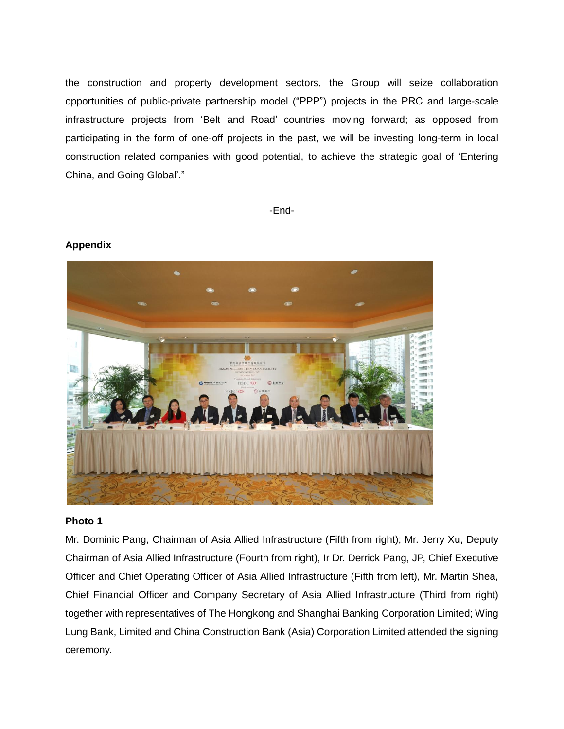the construction and property development sectors, the Group will seize collaboration opportunities of public-private partnership model ("PPP") projects in the PRC and large-scale infrastructure projects from 'Belt and Road' countries moving forward; as opposed from participating in the form of one-off projects in the past, we will be investing long-term in local construction related companies with good potential, to achieve the strategic goal of 'Entering China, and Going Global'."

-End-

**Appendix**

**Photo 1**

Mr. Dominic Pang, Chairman of Asia Allied Infrastructure (Fifth from right); Mr. Jerry Xu, Deputy Chairman of Asia Allied Infrastructure (Fourth from right), Ir Dr. Derrick Pang, JP, Chief Executive Officer and Chief Operating Officer of Asia Allied Infrastructure (Fifth from left), Mr. Martin Shea, Chief Financial Officer and Company Secretary of Asia Allied Infrastructure (Third from right) together with representatives of The Hongkong and Shanghai Banking Corporation Limited; Wing Lung Bank, Limited and China Construction Bank (Asia) Corporation Limited attended the signing ceremony.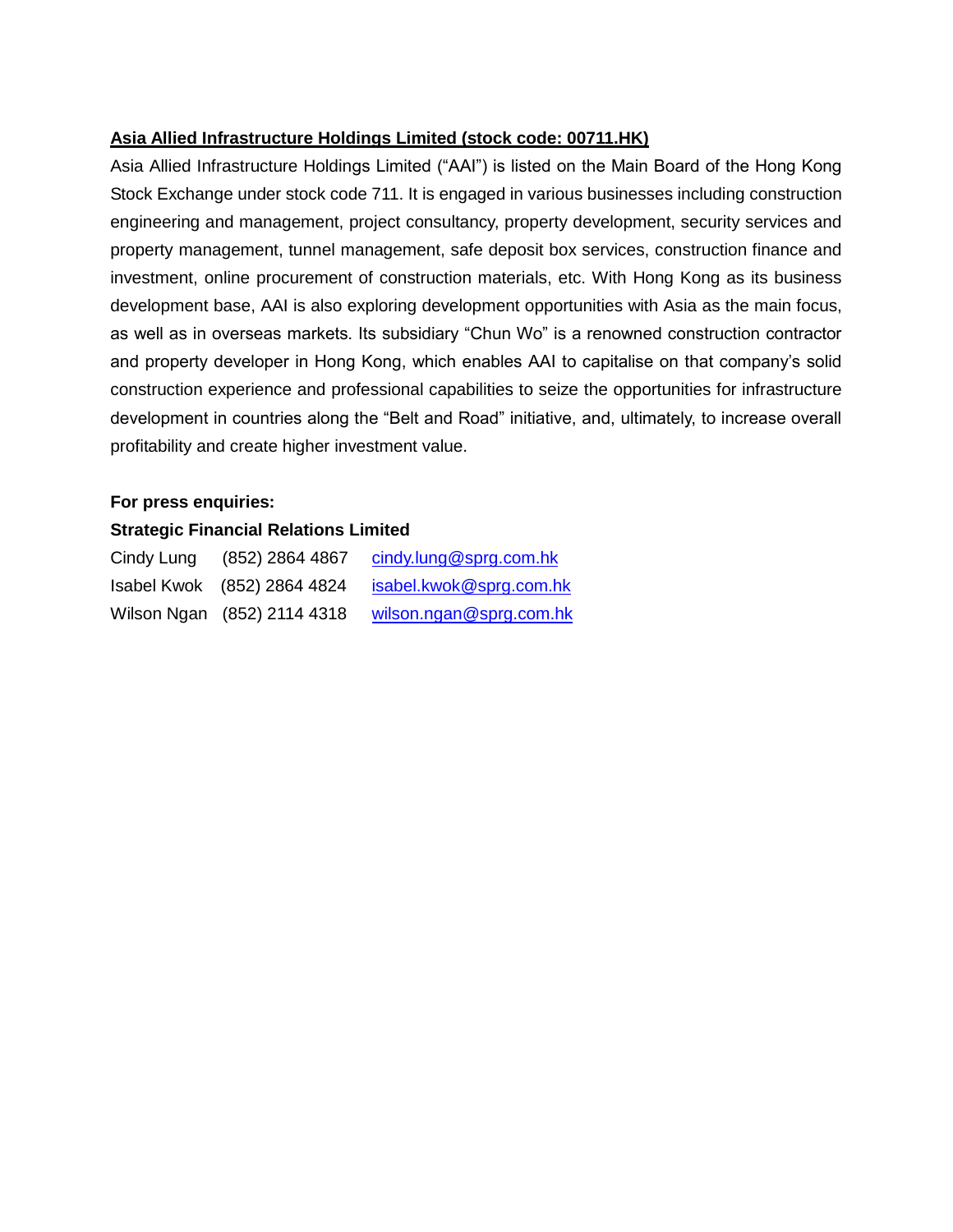**Asia Allied Infrastructure Holdings Limited (stock code: 00711.HK)**

Asia Allied Infrastructure Holdings Limited ("AAI") is listed on the Main Board of the Hong Kong Stock Exchange under stock code 711. It is engaged in various businesses including construction engineering and management, project consultancy, property development, security services and property management, tunnel management, safe deposit box services, construction finance and investment, online procurement of construction materials, etc. With Hong Kong as its business development base, AAI is also exploring development opportunities with Asia as the main focus, as well as in overseas markets. Its subsidiary "Chun Wo" is a renowned construction contractor and property developer in Hong Kong, which enables AAI to capitalise on that company's solid construction experience and professional capabilities to seize the opportunities for infrastructure development in countries along the "Belt and Road" initiative, and, ultimately, to increase overall profitability and create higher investment value.

**For press enquiries:**

**Strategic Financial Relations Limited**

| | | |
|---|---|---|
| Cindy Lung | (852) 2864 4867 | cindy.lung@sprg.com.hk |
| Isabel Kwok | (852) 2864 4824 | isabel.kwok@sprg.com.hk |
| Wilson Ngan | (852) 2114 4318 | wilson.ngan@sprg.com.hk |